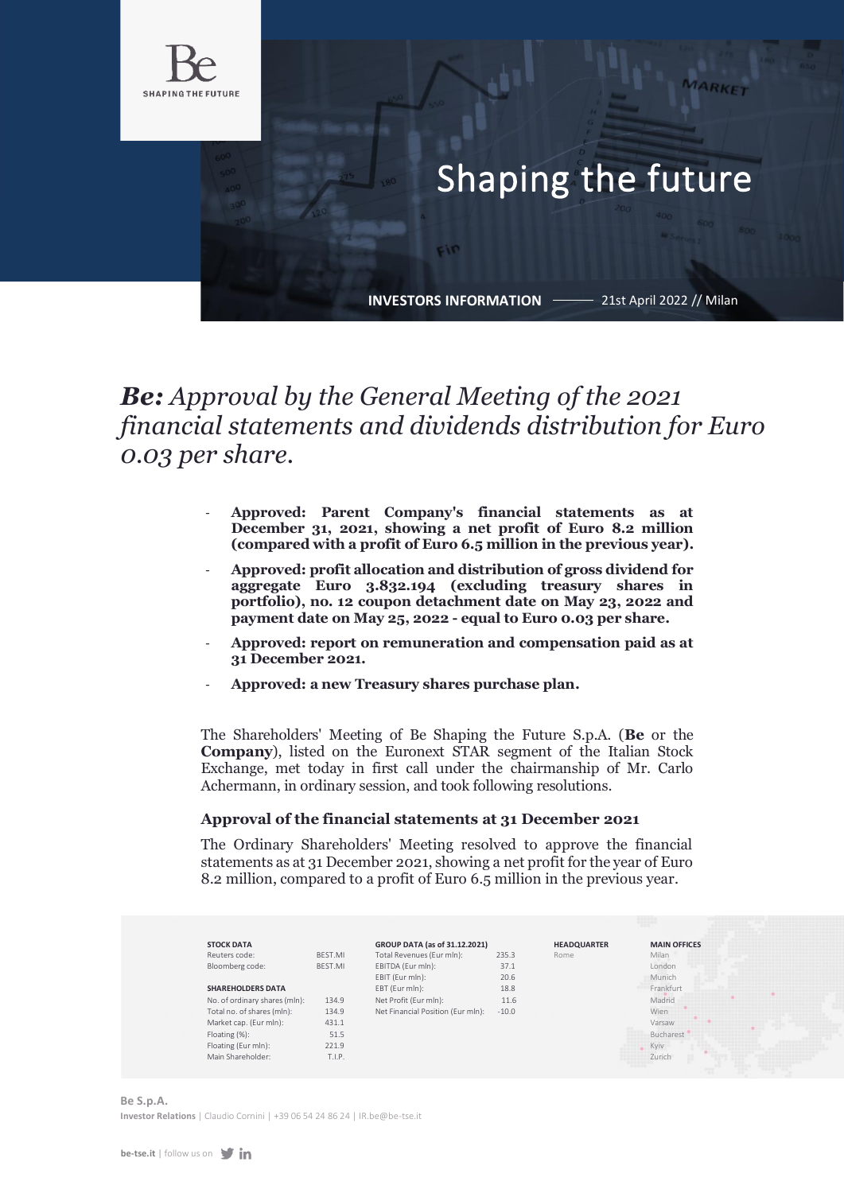Be

SHAPING THE FUTURE

# Shaping the future

**INVESTORS INFORMATION** —— 21st April 2022 // Milan

# ***Be:*** *Approval by the General Meeting of the 2021 financial statements and dividends distribution for Euro 0.03 per share.*

- **Approved: Parent Company's financial statements as at December 31, 2021, showing a net profit of Euro 8.2 million (compared with a profit of Euro 6.5 million in the previous year).**
- **Approved: profit allocation and distribution of gross dividend for aggregate Euro 3.832.194 (excluding treasury shares in portfolio), no. 12 coupon detachment date on May 23, 2022 and payment date on May 25, 2022 - equal to Euro 0.03 per share.**
- **Approved: report on remuneration and compensation paid as at 31 December 2021.**
- **Approved: a new Treasury shares purchase plan.**

The Shareholders' Meeting of Be Shaping the Future S.p.A. (**Be** or the **Company**), listed on the Euronext STAR segment of the Italian Stock Exchange, met today in first call under the chairmanship of Mr. Carlo Achermann, in ordinary session, and took following resolutions.

### Approval of the financial statements at 31 December 2021

The Ordinary Shareholders' Meeting resolved to approve the financial statements as at 31 December 2021, showing a net profit for the year of Euro 8.2 million, compared to a profit of Euro 6.5 million in the previous year.

| STOCK DATA | |
|---|---|
| Reuters code: | BEST.MI |
| Bloomberg code: | BEST.MI |

| SHAREHOLDERS DATA | |
|---|---|
| No. of ordinary shares (mln): | 134.9 |
| Total no. of shares (mln): | 134.9 |
| Market cap. (Eur mln): | 431.1 |
| Floating (%): | 51.5 |
| Floating (Eur mln): | 221.9 |
| Main Shareholder: | T.I.P. |

| GROUP DATA (as of 31.12.2021) | |
|---|---|
| Total Revenues (Eur mln): | 235.3 |
| EBITDA (Eur mln): | 37.1 |
| EBIT (Eur mln): | 20.6 |
| EBT (Eur mln): | 18.8 |
| Net Profit (Eur mln): | 11.6 |
| Net Financial Position (Eur mln): | -10.0 |

**HEADQUARTER**
Rome

**MAIN OFFICES**
Milan
London
Munich
Frankfurt
Madrid
Wien
Varsaw
Bucharest
Kyiv
Zurich

**Be S.p.A.**
**Investor Relations** | Claudio Cornini | +39 06 54 24 86 24 | IR.be@be-tse.it

**be-tse.it** | follow us on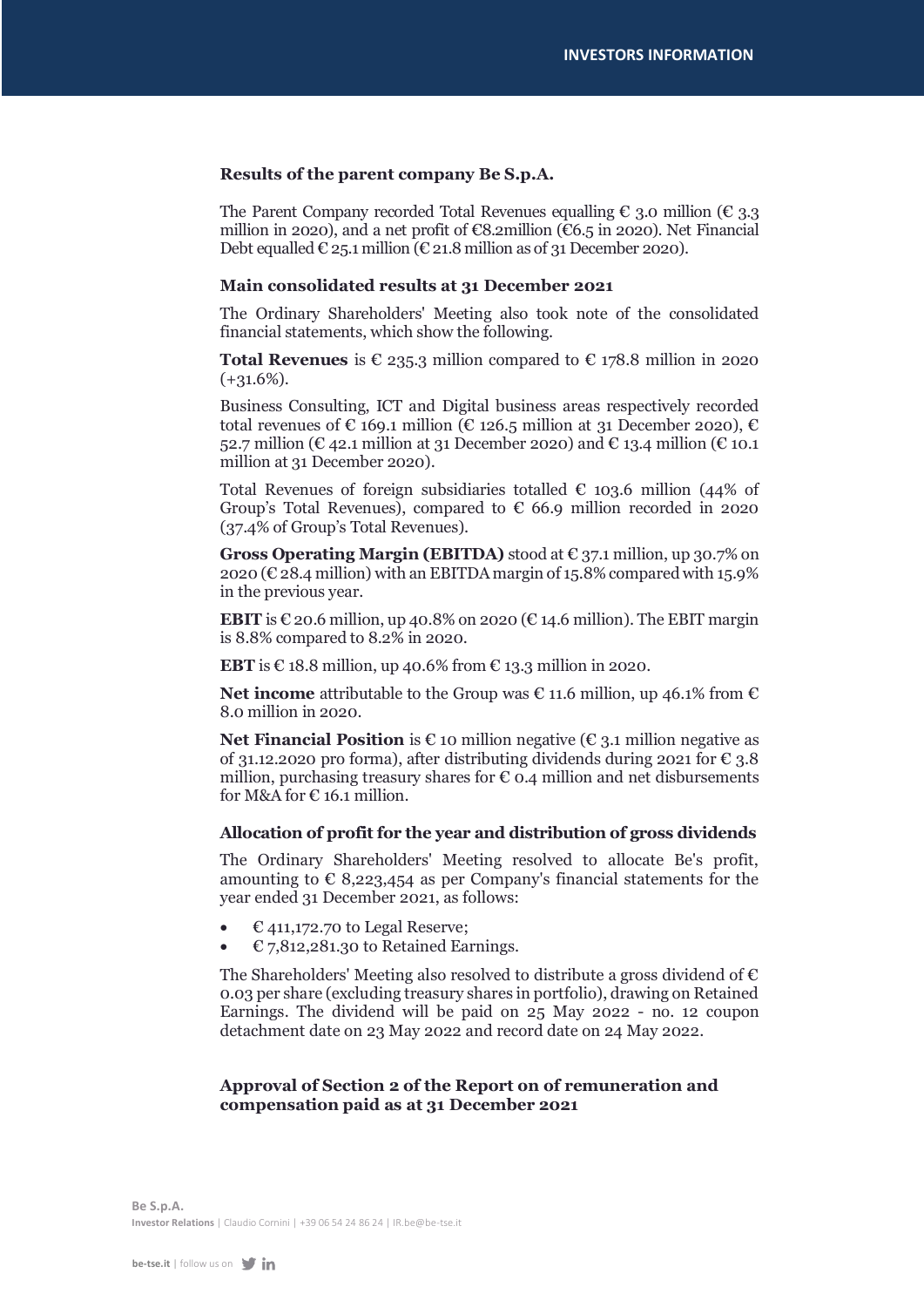### Results of the parent company Be S.p.A.

The Parent Company recorded Total Revenues equalling € 3.0 million (€ 3.3 million in 2020), and a net profit of €8.2million (€6.5 in 2020). Net Financial Debt equalled € 25.1 million (€ 21.8 million as of 31 December 2020).

### Main consolidated results at 31 December 2021

The Ordinary Shareholders' Meeting also took note of the consolidated financial statements, which show the following.

**Total Revenues** is € 235.3 million compared to € 178.8 million in 2020 (+31.6%).

Business Consulting, ICT and Digital business areas respectively recorded total revenues of € 169.1 million (€ 126.5 million at 31 December 2020), € 52.7 million (€ 42.1 million at 31 December 2020) and € 13.4 million (€ 10.1 million at 31 December 2020).

Total Revenues of foreign subsidiaries totalled € 103.6 million (44% of Group's Total Revenues), compared to € 66.9 million recorded in 2020 (37.4% of Group's Total Revenues).

**Gross Operating Margin (EBITDA)** stood at € 37.1 million, up 30.7% on 2020 (€ 28.4 million) with an EBITDA margin of 15.8% compared with 15.9% in the previous year.

**EBIT** is € 20.6 million, up 40.8% on 2020 (€ 14.6 million). The EBIT margin is 8.8% compared to 8.2% in 2020.

**EBT** is € 18.8 million, up 40.6% from € 13.3 million in 2020.

**Net income** attributable to the Group was € 11.6 million, up 46.1% from € 8.0 million in 2020.

**Net Financial Position** is € 10 million negative (€ 3.1 million negative as of 31.12.2020 pro forma), after distributing dividends during 2021 for € 3.8 million, purchasing treasury shares for € 0.4 million and net disbursements for M&A for € 16.1 million.

### Allocation of profit for the year and distribution of gross dividends

The Ordinary Shareholders' Meeting resolved to allocate Be's profit, amounting to € 8,223,454 as per Company's financial statements for the year ended 31 December 2021, as follows:

- € 411,172.70 to Legal Reserve;
- € 7,812,281.30 to Retained Earnings.

The Shareholders' Meeting also resolved to distribute a gross dividend of € 0.03 per share (excluding treasury shares in portfolio), drawing on Retained Earnings. The dividend will be paid on 25 May 2022 - no. 12 coupon detachment date on 23 May 2022 and record date on 24 May 2022.

### Approval of Section 2 of the Report on of remuneration and compensation paid as at 31 December 2021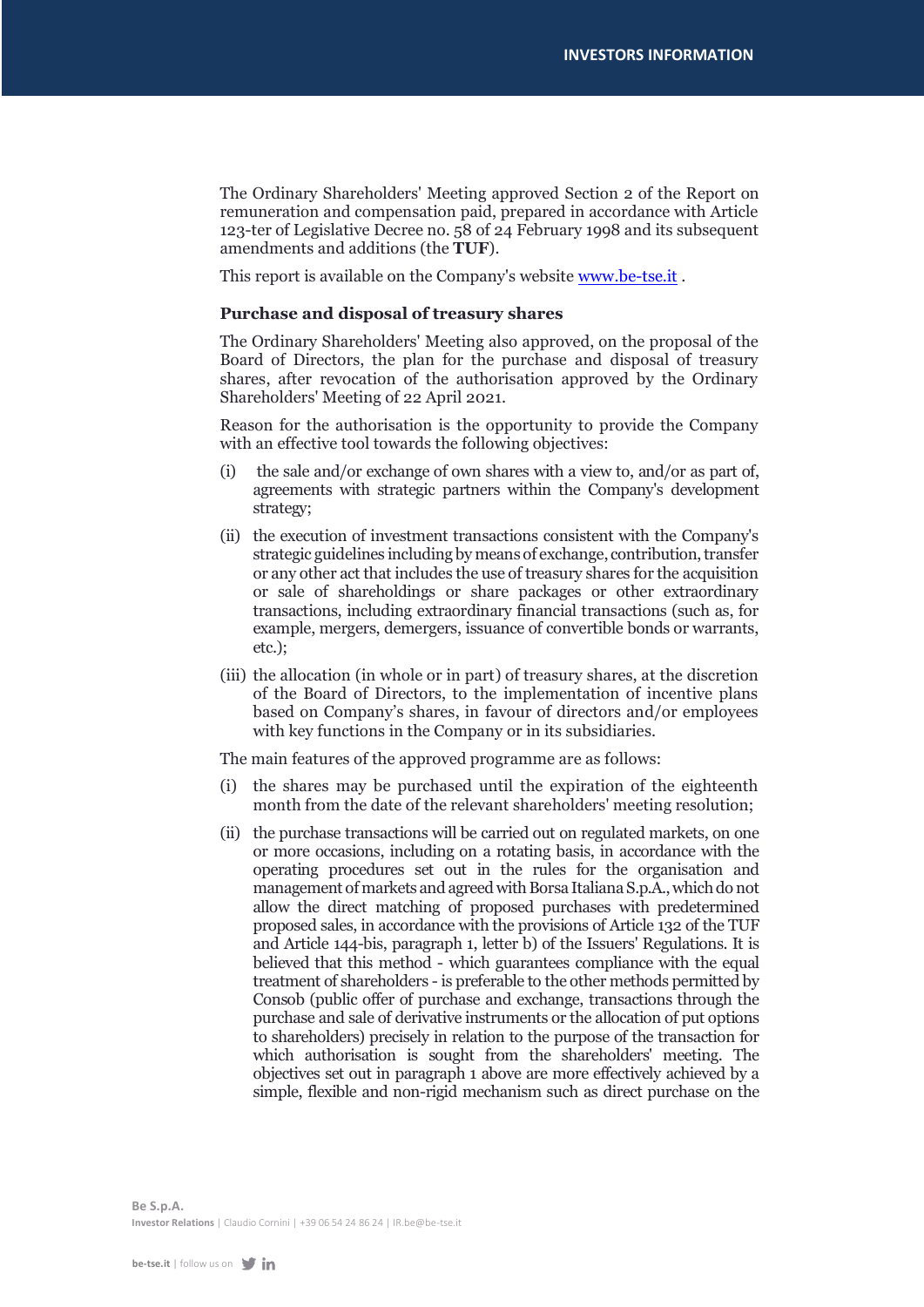The Ordinary Shareholders' Meeting approved Section 2 of the Report on remuneration and compensation paid, prepared in accordance with Article 123-ter of Legislative Decree no. 58 of 24 February 1998 and its subsequent amendments and additions (the **TUF**).

This report is available on the Company's website [www.be-tse.it](http://www.be-tse.it) .

### Purchase and disposal of treasury shares

The Ordinary Shareholders' Meeting also approved, on the proposal of the Board of Directors, the plan for the purchase and disposal of treasury shares, after revocation of the authorisation approved by the Ordinary Shareholders' Meeting of 22 April 2021.

Reason for the authorisation is the opportunity to provide the Company with an effective tool towards the following objectives:

(i) the sale and/or exchange of own shares with a view to, and/or as part of, agreements with strategic partners within the Company's development strategy;

(ii) the execution of investment transactions consistent with the Company's strategic guidelines including by means of exchange, contribution, transfer or any other act that includes the use of treasury shares for the acquisition or sale of shareholdings or share packages or other extraordinary transactions, including extraordinary financial transactions (such as, for example, mergers, demergers, issuance of convertible bonds or warrants, etc.);

(iii) the allocation (in whole or in part) of treasury shares, at the discretion of the Board of Directors, to the implementation of incentive plans based on Company's shares, in favour of directors and/or employees with key functions in the Company or in its subsidiaries.

The main features of the approved programme are as follows:

(i) the shares may be purchased until the expiration of the eighteenth month from the date of the relevant shareholders' meeting resolution;

(ii) the purchase transactions will be carried out on regulated markets, on one or more occasions, including on a rotating basis, in accordance with the operating procedures set out in the rules for the organisation and management of markets and agreed with Borsa Italiana S.p.A., which do not allow the direct matching of proposed purchases with predetermined proposed sales, in accordance with the provisions of Article 132 of the TUF and Article 144-bis, paragraph 1, letter b) of the Issuers' Regulations. It is believed that this method - which guarantees compliance with the equal treatment of shareholders - is preferable to the other methods permitted by Consob (public offer of purchase and exchange, transactions through the purchase and sale of derivative instruments or the allocation of put options to shareholders) precisely in relation to the purpose of the transaction for which authorisation is sought from the shareholders' meeting. The objectives set out in paragraph 1 above are more effectively achieved by a simple, flexible and non-rigid mechanism such as direct purchase on the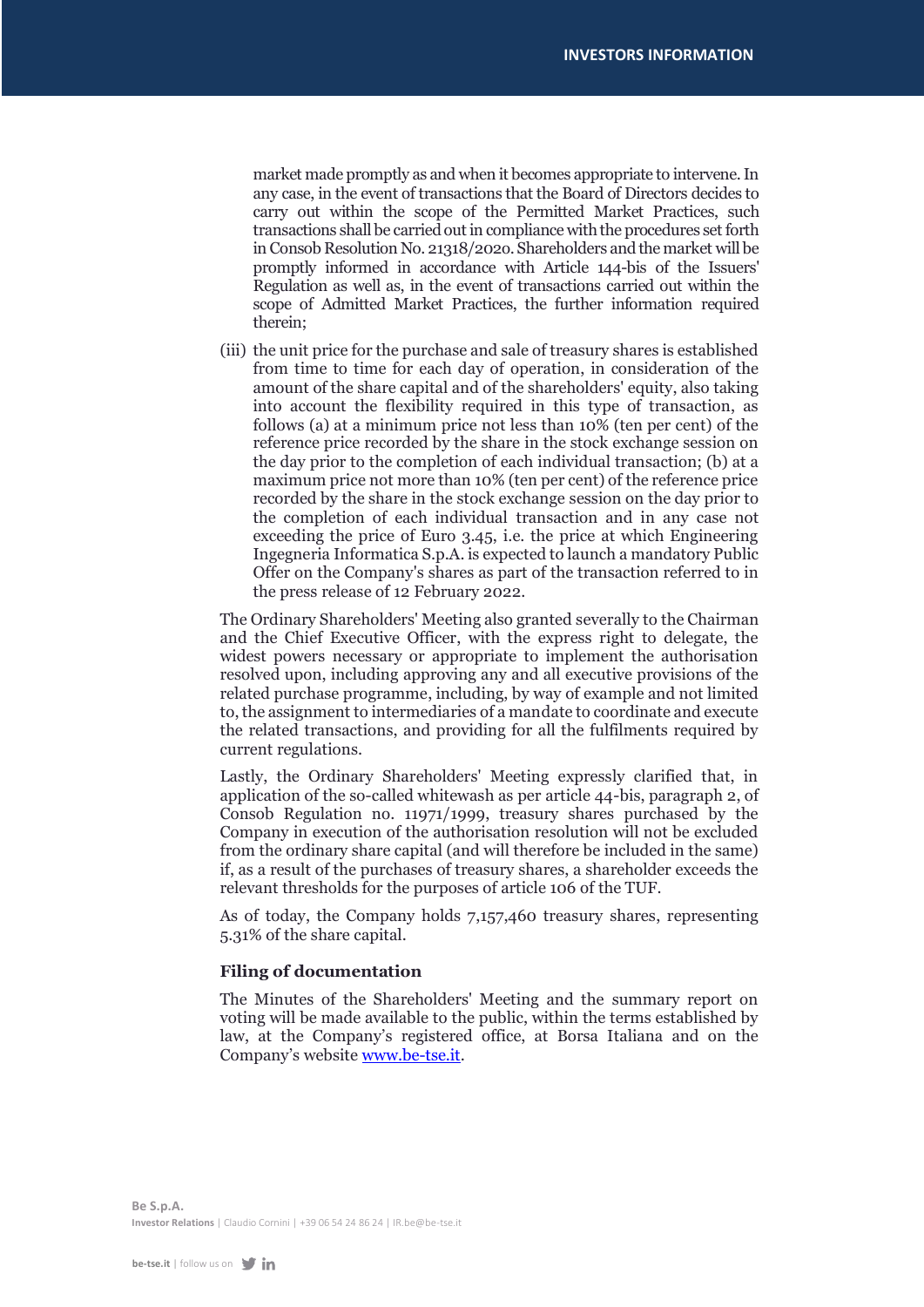market made promptly as and when it becomes appropriate to intervene. In any case, in the event of transactions that the Board of Directors decides to carry out within the scope of the Permitted Market Practices, such transactions shall be carried out in compliance with the procedures set forth in Consob Resolution No. 21318/2020. Shareholders and the market will be promptly informed in accordance with Article 144-bis of the Issuers' Regulation as well as, in the event of transactions carried out within the scope of Admitted Market Practices, the further information required therein;

(iii) the unit price for the purchase and sale of treasury shares is established from time to time for each day of operation, in consideration of the amount of the share capital and of the shareholders' equity, also taking into account the flexibility required in this type of transaction, as follows (a) at a minimum price not less than 10% (ten per cent) of the reference price recorded by the share in the stock exchange session on the day prior to the completion of each individual transaction; (b) at a maximum price not more than 10% (ten per cent) of the reference price recorded by the share in the stock exchange session on the day prior to the completion of each individual transaction and in any case not exceeding the price of Euro 3.45, i.e. the price at which Engineering Ingegneria Informatica S.p.A. is expected to launch a mandatory Public Offer on the Company's shares as part of the transaction referred to in the press release of 12 February 2022.

The Ordinary Shareholders' Meeting also granted severally to the Chairman and the Chief Executive Officer, with the express right to delegate, the widest powers necessary or appropriate to implement the authorisation resolved upon, including approving any and all executive provisions of the related purchase programme, including, by way of example and not limited to, the assignment to intermediaries of a mandate to coordinate and execute the related transactions, and providing for all the fulfilments required by current regulations.

Lastly, the Ordinary Shareholders' Meeting expressly clarified that, in application of the so-called whitewash as per article 44-bis, paragraph 2, of Consob Regulation no. 11971/1999, treasury shares purchased by the Company in execution of the authorisation resolution will not be excluded from the ordinary share capital (and will therefore be included in the same) if, as a result of the purchases of treasury shares, a shareholder exceeds the relevant thresholds for the purposes of article 106 of the TUF.

As of today, the Company holds 7,157,460 treasury shares, representing 5.31% of the share capital.

### Filing of documentation

The Minutes of the Shareholders' Meeting and the summary report on voting will be made available to the public, within the terms established by law, at the Company's registered office, at Borsa Italiana and on the Company's website [www.be-tse.it](http://www.be-tse.it).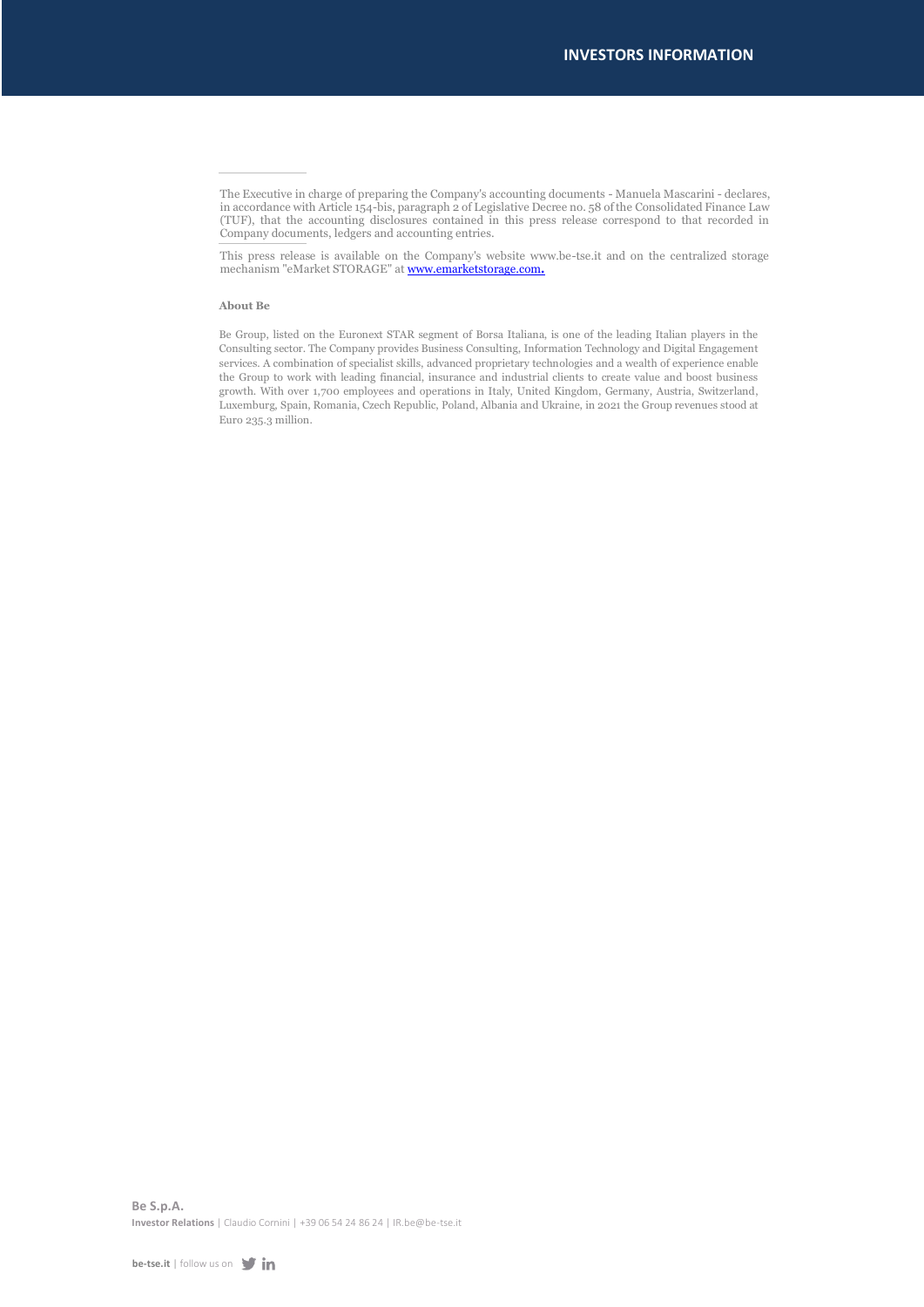The Executive in charge of preparing the Company's accounting documents - Manuela Mascarini - declares, in accordance with Article 154-bis, paragraph 2 of Legislative Decree no. 58 of the Consolidated Finance Law (TUF), that the accounting disclosures contained in this press release correspond to that recorded in Company documents, ledgers and accounting entries.

This press release is available on the Company's website www.be-tse.it and on the centralized storage mechanism "eMarket STORAGE" at www.emarketstorage.com.

**About Be**

Be Group, listed on the Euronext STAR segment of Borsa Italiana, is one of the leading Italian players in the Consulting sector. The Company provides Business Consulting, Information Technology and Digital Engagement services. A combination of specialist skills, advanced proprietary technologies and a wealth of experience enable the Group to work with leading financial, insurance and industrial clients to create value and boost business growth. With over 1,700 employees and operations in Italy, United Kingdom, Germany, Austria, Switzerland, Luxemburg, Spain, Romania, Czech Republic, Poland, Albania and Ukraine, in 2021 the Group revenues stood at Euro 235.3 million.

**Be S.p.A.**
**Investor Relations** | Claudio Cornini | +39 06 54 24 86 24 | IR.be@be-tse.it

**be-tse.it** | follow us on